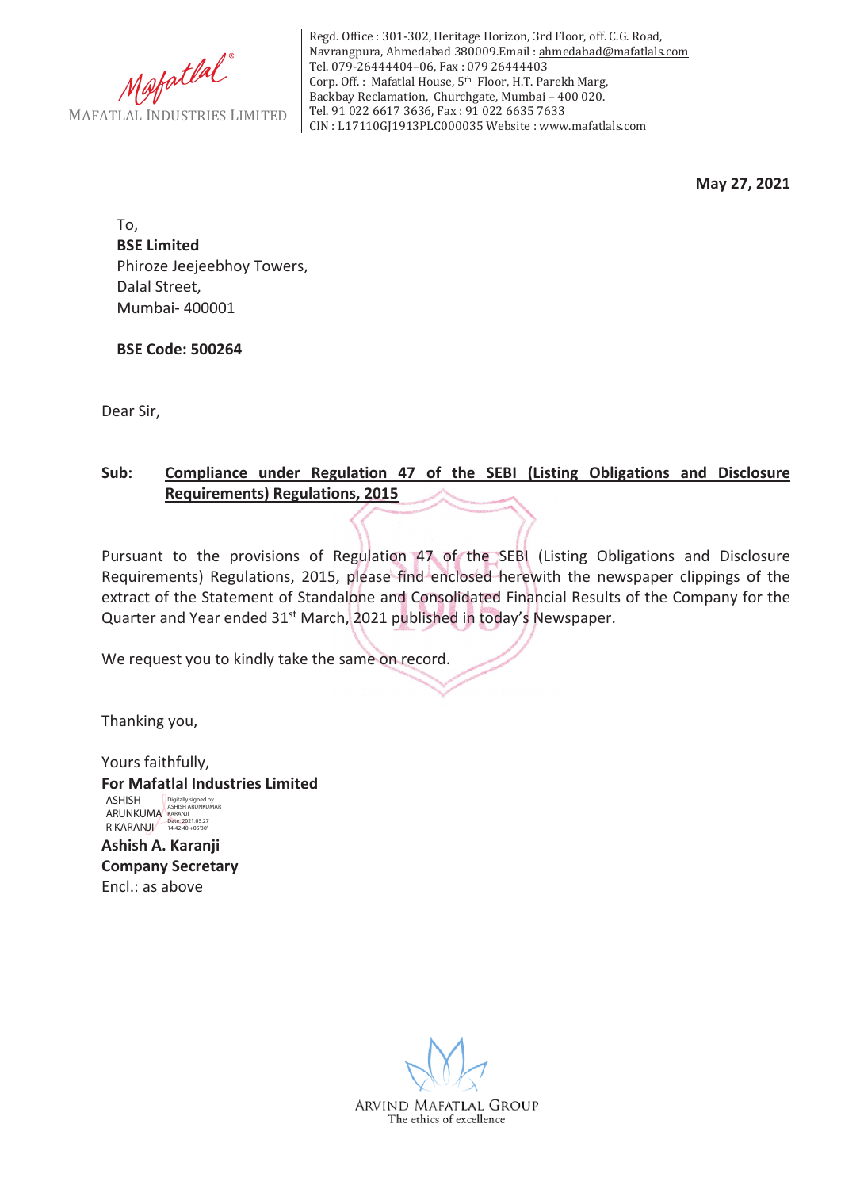Mafatlal

MAFATLAL INDUSTRIES LIMITED

Regd. Office : 301-302, Heritage Horizon, 3rd Floor, off. C.G. Road, Navrangpura, Ahmedabad 380009.Email : ahmedabad@mafatlals.com
Tel. 079-26444404–06, Fax : 079 26444403
Corp. Off. : Mafatlal House, 5th Floor, H.T. Parekh Marg, Backbay Reclamation, Churchgate, Mumbai – 400 020.
Tel. 91 022 6617 3636, Fax : 91 022 6635 7633
CIN : L17110GJ1913PLC000035 Website : www.mafatlals.com

**May 27, 2021**

To,
**BSE Limited**
Phiroze Jeejeebhoy Towers,
Dalal Street,
Mumbai- 400001

**BSE Code: 500264**

Dear Sir,

**Sub: Compliance under Regulation 47 of the SEBI (Listing Obligations and Disclosure Requirements) Regulations, 2015**

Pursuant to the provisions of Regulation 47 of the SEBI (Listing Obligations and Disclosure Requirements) Regulations, 2015, please find enclosed herewith the newspaper clippings of the extract of the Statement of Standalone and Consolidated Financial Results of the Company for the Quarter and Year ended 31st March, 2021 published in today's Newspaper.

We request you to kindly take the same on record.

Thanking you,

Yours faithfully,
**For Mafatlal Industries Limited**

ASHISH ARUNKUMAR KARANJI
Digitally signed by ASHISH ARUNKUMAR KARANJI
Date: 2021.05.27 14:42:40 +05'30'

**Ashish A. Karanji**
**Company Secretary**
Encl.: as above

ARVIND MAFATLAL GROUP
The ethics of excellence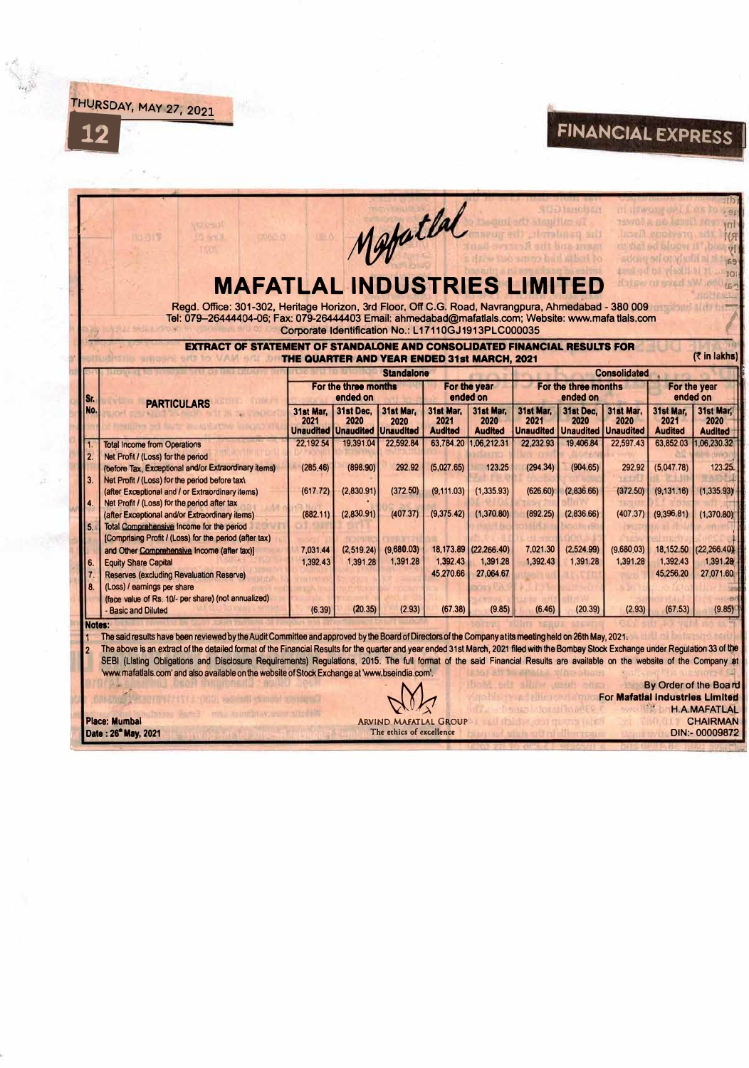# MAFATLAL INDUSTRIES LIMITED

Regd. Office: 301-302, Heritage Horizon, 3rd Floor, Off C.G. Road, Navrangpura, Ahmedabad - 380 009
Tel: 079–26444404-06; Fax: 079-26444403 Email: ahmedabad@mafatlals.com; Website: www.mafatlals.com
Corporate Identification No.: L17110GJ1913PLC000035

**EXTRACT OF STATEMENT OF STANDALONE AND CONSOLIDATED FINANCIAL RESULTS FOR THE QUARTER AND YEAR ENDED 31st MARCH, 2021**

(₹ in lakhs)

| Sr. No. | PARTICULARS | Standalone | | | | | Consolidated | | | | |
|---|---|---|---|---|---|---|---|---|---|---|---|
| | | For the three months ended on | | | For the year ended on | | For the three months ended on | | | For the year ended on | |
| | | 31st Mar, 2021 Unaudited | 31st Dec, 2020 Unaudited | 31st Mar, 2020 Unaudited | 31st Mar, 2021 Audited | 31st Mar, 2020 Audited | 31st Mar, 2021 Unaudited | 31st Dec, 2020 Unaudited | 31st Mar, 2020 Unaudited | 31st Mar, 2021 Audited | 31st Mar, 2020 Audited |
| 1. | Total Income from Operations | 22,192.54 | 19,391.04 | 22,592.84 | 63,784.20 | 1,06,212.31 | 22,232.93 | 19,406.84 | 22,597.43 | 63,852.03 | 1,06,230.32 |
| 2. | Net Profit / (Loss) for the period (before Tax, Exceptional and/or Extraordinary items) | (285.46) | (898.90) | 292.92 | (5,027.65) | 123.25 | (294.34) | (904.65) | 292.92 | (5,047.78) | 123.25 |
| 3. | Net Profit / (Loss) for the period before tax (after Exceptional and / or Extraordinary items) | (617.72) | (2,830.91) | (372.50) | (9,111.03) | (1,335.93) | (626.60) | (2,836.66) | (372.50) | (9,131.16) | (1,335.93) |
| 4. | Net Profit / (Loss) for the period after tax (after Exceptional and/or Extraordinary items) | (882.11) | (2,830.91) | (407.37) | (9,375.42) | (1,370.80) | (892.25) | (2,836.66) | (407.37) | (9,396.81) | (1,370.80) |
| 5. | Total Comprehensive Income for the period [Comprising Profit / (Loss) for the period (after tax) and Other Comprehensive Income (after tax)] | 7,031.44 | (2,519.24) | (9,680.03) | 18,173.89 | (22,266.40) | 7,021.30 | (2,524.99) | (9,680.03) | 18,152.50 | (22,266.40) |
| 6. | Equity Share Capital | 1,392.43 | 1,391.28 | 1,391.28 | 1,392.43 | 1,391.28 | 1,392.43 | 1,391.28 | 1,391.28 | 1,392.43 | 1,391.28 |
| 7. | Reserves (excluding Revaluation Reserve) | | | | 45,270.66 | 27,064.67 | | | | 45,256.20 | 27,071.60 |
| 8. | (Loss) / earnings per share (face value of Rs. 10/- per share) (not annualized) - Basic and Diluted | (6.39) | (20.35) | (2.93) | (67.38) | (9.85) | (6.46) | (20.39) | (2.93) | (67.53) | (9.85) |

**Notes:**

1. The said results have been reviewed by the Audit Committee and approved by the Board of Directors of the Company at its meeting held on 26th May, 2021.
2. The above is an extract of the detailed format of the Financial Results for the quarter and year ended 31st March, 2021 filed with the Bombay Stock Exchange under Regulation 33 of the SEBI (Listing Obligations and Disclosure Requirements) Regulations, 2015. The full format of the said Financial Results are available on the website of the Company at 'www.mafatlals.com' and also available on the website of Stock Exchange at 'www.bseindia.com'.

Place: Mumbai
Date : 26th May, 2021

ARVIND MAFATLAL GROUP
The ethics of excellence

By Order of the Board
For Mafatlal Industries Limited
H.A.MAFATLAL
CHAIRMAN
DIN:- 00009872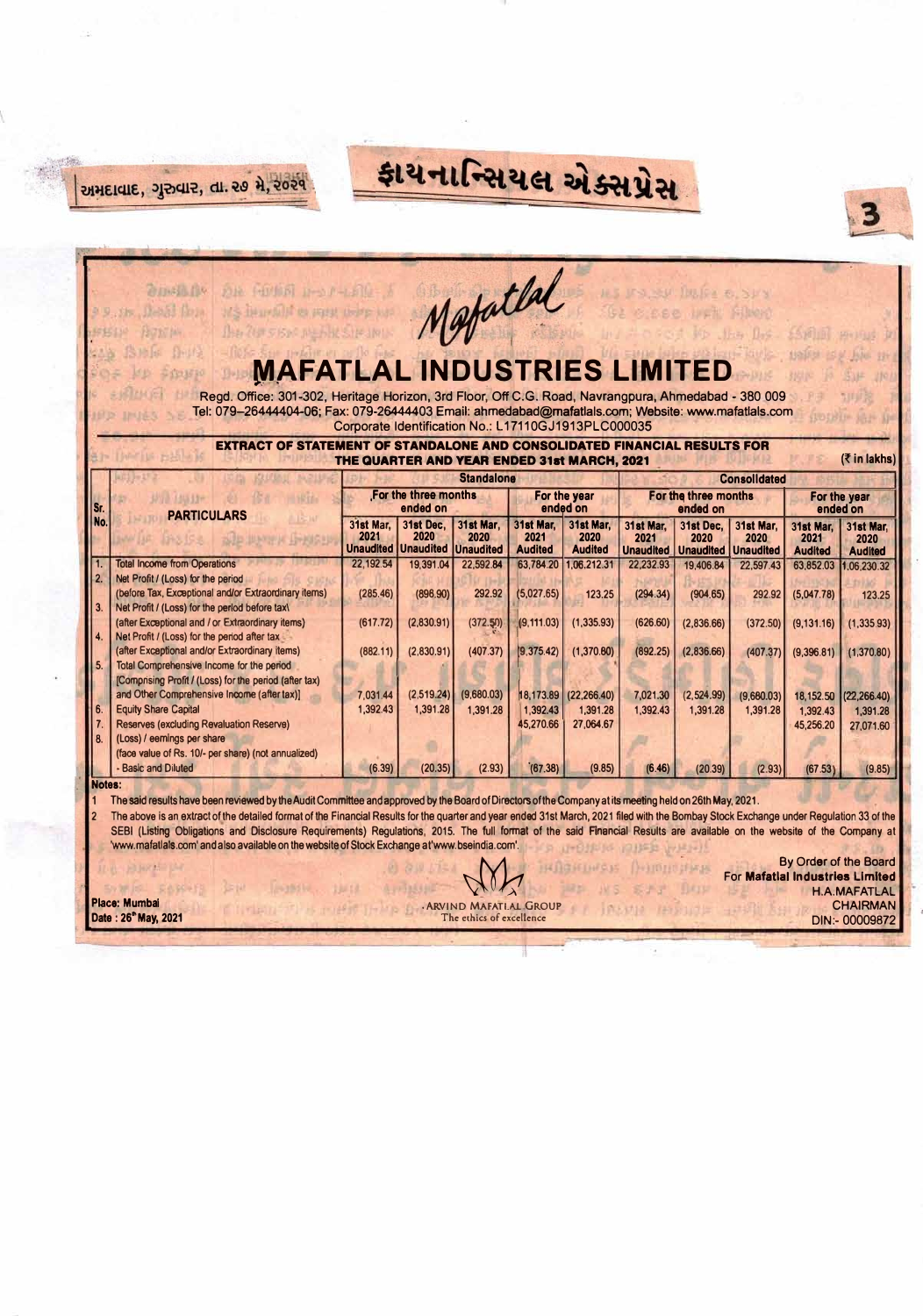અમદાવાદ, ગુરુવાર, તા. ૨૭ મે, ૨૦૨૧

ફાયનાન્સિયલ એક્સપ્રેસ

Mafatlal

# MAFATLAL INDUSTRIES LIMITED

Regd. Office: 301-302, Heritage Horizon, 3rd Floor, Off C.G. Road, Navrangpura, Ahmedabad - 380 009
Tel: 079–26444404-06; Fax: 079-26444403 Email: ahmedabad@mafatlals.com; Website: www.mafatlals.com
Corporate Identification No.: L17110GJ1913PLC000035

**EXTRACT OF STATEMENT OF STANDALONE AND CONSOLIDATED FINANCIAL RESULTS FOR THE QUARTER AND YEAR ENDED 31st MARCH, 2021**

(₹ in lakhs)

| Sr. No. | PARTICULARS | Standalone | | | | | Consolidated | | | | |
|---|---|---|---|---|---|---|---|---|---|---|---|
| | | For the three months ended on | | | For the year ended on | | For the three months ended on | | | For the year ended on | |
| | | 31st Mar, 2021 Unaudited | 31st Dec, 2020 Unaudited | 31st Mar, 2020 Unaudited | 31st Mar, 2021 Audited | 31st Mar, 2020 Audited | 31st Mar, 2021 Unaudited | 31st Dec, 2020 Unaudited | 31st Mar, 2020 Unaudited | 31st Mar, 2021 Audited | 31st Mar, 2020 Audited |
| 1. | Total Income from Operations | 22,192.54 | 19,391.04 | 22,592.84 | 63,784.20 | 1,06,212.31 | 22,232.93 | 19,406.84 | 22,597.43 | 63,852.03 | 1,06,230.32 |
| 2. | Net Profit / (Loss) for the period (before Tax, Exceptional and/or Extraordinary items) | (285.46) | (896.90) | 292.92 | (5,027.65) | 123.25 | (294.34) | (904.65) | 292.92 | (5,047.78) | 123.25 |
| 3. | Net Profit / (Loss) for the period before tax (after Exceptional and / or Extraordinary items) | (617.72) | (2,830.91) | (372.50) | (9,111.03) | (1,335.93) | (626.60) | (2,836.66) | (372.50) | (9,131.16) | (1,335.93) |
| 4. | Net Profit / (Loss) for the period after tax (after Exceptional and/or Extraordinary items) | (882.11) | (2,830.91) | (407.37) | (9,375.42) | (1,370.80) | (892.25) | (2,836.66) | (407.37) | (9,396.81) | (1,370.80) |
| 5. | Total Comprehensive Income for the period [Comprising Profit / (Loss) for the period (after tax) and Other Comprehensive Income (after tax)] | 7,031.44 | (2,519.24) | (9,680.03) | 18,173.89 | (22,266.40) | 7,021.30 | (2,524.99) | (9,680.03) | 18,152.50 | (22,266.40) |
| 6. | Equity Share Capital | 1,392.43 | 1,391.28 | 1,391.28 | 1,392.43 | 1,391.28 | 1,392.43 | 1,391.28 | 1,391.28 | 1,392.43 | 1,391.28 |
| 7. | Reserves (excluding Revaluation Reserve) | | | | 45,270.66 | 27,064.67 | | | | 45,256.20 | 27,071.60 |
| 8. | (Loss) / earnings per share (face value of Rs. 10/- per share) (not annualized) - Basic and Diluted | (6.39) | (20.35) | (2.93) | (67.38) | (9.85) | (6.46) | (20.39) | (2.93) | (67.53) | (9.85) |

**Notes:**

1. The said results have been reviewed by the Audit Committee and approved by the Board of Directors of the Company at its meeting held on 26th May, 2021.
2. The above is an extract of the detailed format of the Financial Results for the quarter and year ended 31st March, 2021 filed with the Bombay Stock Exchange under Regulation 33 of the SEBI (Listing Obligations and Disclosure Requirements) Regulations, 2015. The full format of the said Financial Results are available on the website of the Company at 'www.mafatlals.com' and also available on the website of Stock Exchange at 'www.bseindia.com'.

Place: Mumbai
Date : 26th May, 2021

ARVIND MAFATLAL GROUP
The ethics of excellence

By Order of the Board
**For Mafatlal Industries Limited**
H.A.MAFATLAL
CHAIRMAN
DIN:- 00009872